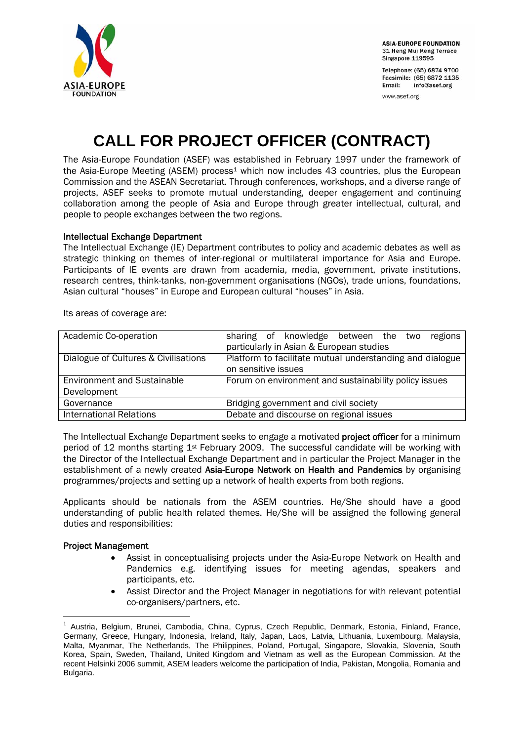ASIA-EUROPE FOUNDATION
31 Heng Mui Keng Terrace
Singapore 119595

Telephone: (65) 6874 9700
Facsimile: (65) 6872 1135
Email: info@asef.org

www.asef.org

# CALL FOR PROJECT OFFICER (CONTRACT)

The Asia-Europe Foundation (ASEF) was established in February 1997 under the framework of the Asia-Europe Meeting (ASEM) process[1] which now includes 43 countries, plus the European Commission and the ASEAN Secretariat. Through conferences, workshops, and a diverse range of projects, ASEF seeks to promote mutual understanding, deeper engagement and continuing collaboration among the people of Asia and Europe through greater intellectual, cultural, and people to people exchanges between the two regions.

## Intellectual Exchange Department

The Intellectual Exchange (IE) Department contributes to policy and academic debates as well as strategic thinking on themes of inter-regional or multilateral importance for Asia and Europe. Participants of IE events are drawn from academia, media, government, private institutions, research centres, think-tanks, non-government organisations (NGOs), trade unions, foundations, Asian cultural "houses" in Europe and European cultural "houses" in Asia.

Its areas of coverage are:

| | |
|---|---|
| Academic Co-operation | sharing of knowledge between the two regions particularly in Asian & European studies |
| Dialogue of Cultures & Civilisations | Platform to facilitate mutual understanding and dialogue on sensitive issues |
| Environment and Sustainable Development | Forum on environment and sustainability policy issues |
| Governance | Bridging government and civil society |
| International Relations | Debate and discourse on regional issues |

The Intellectual Exchange Department seeks to engage a motivated **project officer** for a minimum period of 12 months starting 1st February 2009. The successful candidate will be working with the Director of the Intellectual Exchange Department and in particular the Project Manager in the establishment of a newly created **Asia-Europe Network on Health and Pandemics** by organising programmes/projects and setting up a network of health experts from both regions.

Applicants should be nationals from the ASEM countries. He/She should have a good understanding of public health related themes. He/She will be assigned the following general duties and responsibilities:

## Project Management

- Assist in conceptualising projects under the Asia-Europe Network on Health and Pandemics e.g. identifying issues for meeting agendas, speakers and participants, etc.
- Assist Director and the Project Manager in negotiations for with relevant potential co-organisers/partners, etc.

---

[1] Austria, Belgium, Brunei, Cambodia, China, Cyprus, Czech Republic, Denmark, Estonia, Finland, France, Germany, Greece, Hungary, Indonesia, Ireland, Italy, Japan, Laos, Latvia, Lithuania, Luxembourg, Malaysia, Malta, Myanmar, The Netherlands, The Philippines, Poland, Portugal, Singapore, Slovakia, Slovenia, South Korea, Spain, Sweden, Thailand, United Kingdom and Vietnam as well as the European Commission. At the recent Helsinki 2006 summit, ASEM leaders welcome the participation of India, Pakistan, Mongolia, Romania and Bulgaria.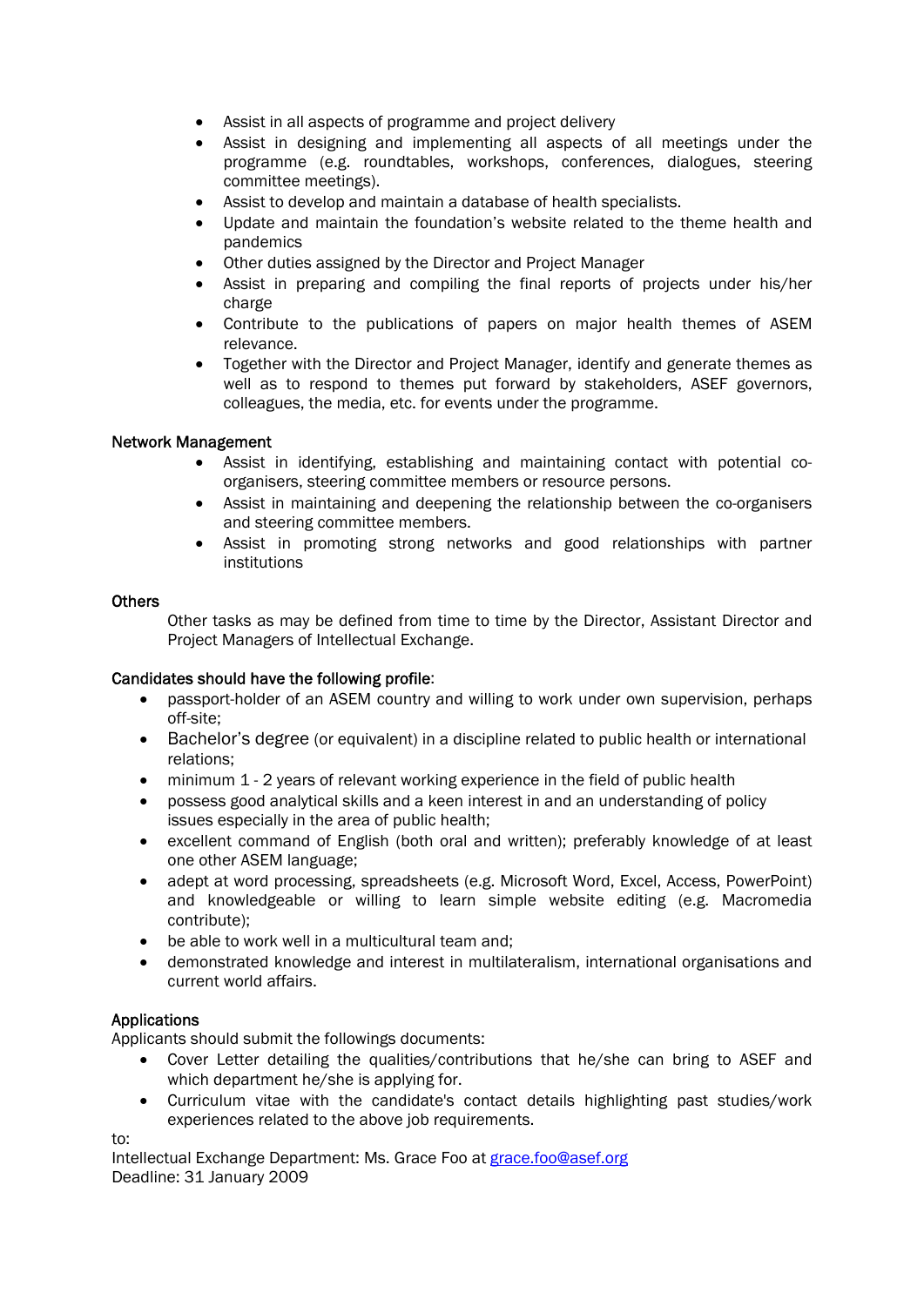- Assist in all aspects of programme and project delivery
- Assist in designing and implementing all aspects of all meetings under the programme (e.g. roundtables, workshops, conferences, dialogues, steering committee meetings).
- Assist to develop and maintain a database of health specialists.
- Update and maintain the foundation's website related to the theme health and pandemics
- Other duties assigned by the Director and Project Manager
- Assist in preparing and compiling the final reports of projects under his/her charge
- Contribute to the publications of papers on major health themes of ASEM relevance.
- Together with the Director and Project Manager, identify and generate themes as well as to respond to themes put forward by stakeholders, ASEF governors, colleagues, the media, etc. for events under the programme.

Network Management

- Assist in identifying, establishing and maintaining contact with potential co-organisers, steering committee members or resource persons.
- Assist in maintaining and deepening the relationship between the co-organisers and steering committee members.
- Assist in promoting strong networks and good relationships with partner institutions

Others

Other tasks as may be defined from time to time by the Director, Assistant Director and Project Managers of Intellectual Exchange.

Candidates should have the following profile:

- passport-holder of an ASEM country and willing to work under own supervision, perhaps off-site;
- Bachelor's degree (or equivalent) in a discipline related to public health or international relations;
- minimum 1 - 2 years of relevant working experience in the field of public health
- possess good analytical skills and a keen interest in and an understanding of policy issues especially in the area of public health;
- excellent command of English (both oral and written); preferably knowledge of at least one other ASEM language;
- adept at word processing, spreadsheets (e.g. Microsoft Word, Excel, Access, PowerPoint) and knowledgeable or willing to learn simple website editing (e.g. Macromedia contribute);
- be able to work well in a multicultural team and;
- demonstrated knowledge and interest in multilateralism, international organisations and current world affairs.

Applications

Applicants should submit the followings documents:

- Cover Letter detailing the qualities/contributions that he/she can bring to ASEF and which department he/she is applying for.
- Curriculum vitae with the candidate's contact details highlighting past studies/work experiences related to the above job requirements.

to:

Intellectual Exchange Department: Ms. Grace Foo at grace.foo@asef.org

Deadline: 31 January 2009